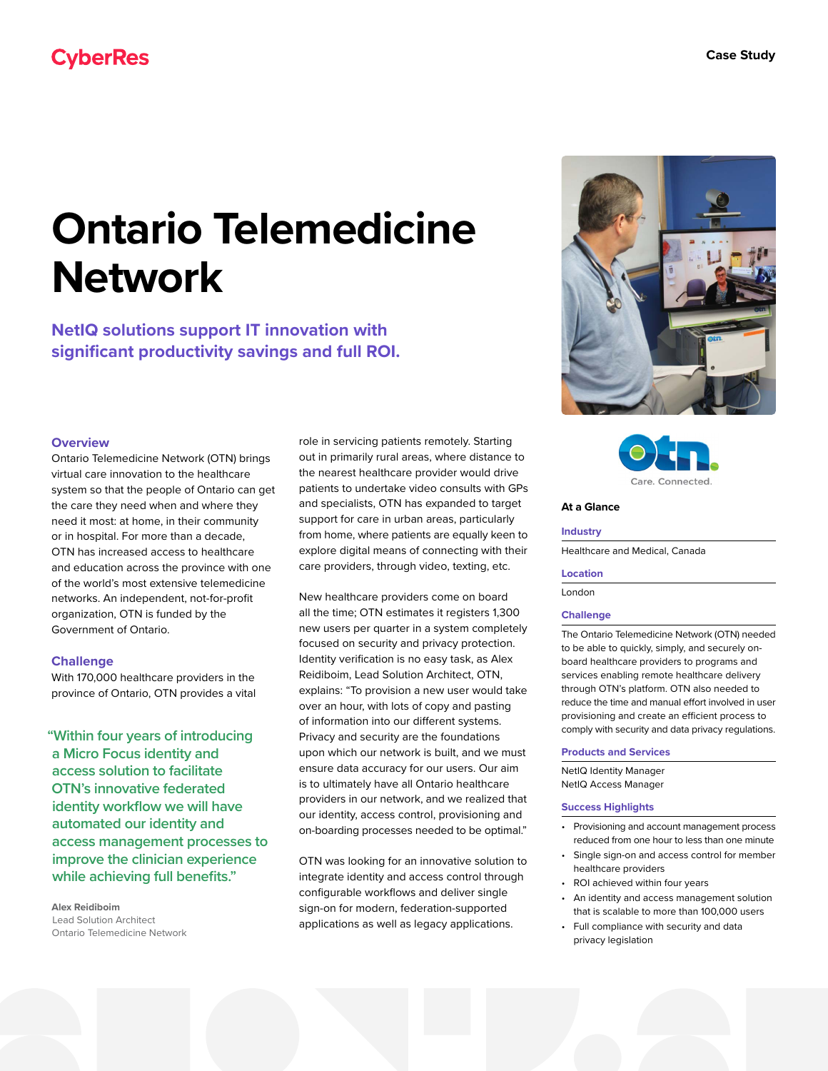CyberRes

Case Study

# Ontario Telemedicine Network

## NetIQ solutions support IT innovation with significant productivity savings and full ROI.

### Overview

Ontario Telemedicine Network (OTN) brings virtual care innovation to the healthcare system so that the people of Ontario can get the care they need when and where they need it most: at home, in their community or in hospital. For more than a decade, OTN has increased access to healthcare and education across the province with one of the world's most extensive telemedicine networks. An independent, not-for-profit organization, OTN is funded by the Government of Ontario.

### Challenge

With 170,000 healthcare providers in the province of Ontario, OTN provides a vital role in servicing patients remotely. Starting out in primarily rural areas, where distance to the nearest healthcare provider would drive patients to undertake video consults with GPs and specialists, OTN has expanded to target support for care in urban areas, particularly from home, where patients are equally keen to explore digital means of connecting with their care providers, through video, texting, etc.

New healthcare providers come on board all the time; OTN estimates it registers 1,300 new users per quarter in a system completely focused on security and privacy protection. Identity verification is no easy task, as Alex Reidiboim, Lead Solution Architect, OTN, explains: "To provision a new user would take over an hour, with lots of copy and pasting of information into our different systems. Privacy and security are the foundations upon which our network is built, and we must ensure data accuracy for our users. Our aim is to ultimately have all Ontario healthcare providers in our network, and we realized that our identity, access control, provisioning and on-boarding processes needed to be optimal."

OTN was looking for an innovative solution to integrate identity and access control through configurable workflows and deliver single sign-on for modern, federation-supported applications as well as legacy applications.

> "Within four years of introducing a Micro Focus identity and access solution to facilitate OTN's innovative federated identity workflow we will have automated our identity and access management processes to improve the clinician experience while achieving full benefits."
>
> **Alex Reidiboim**
> Lead Solution Architect
> Ontario Telemedicine Network

otn. Care. Connected.

### At a Glance

**Industry**

Healthcare and Medical, Canada

**Location**

London

**Challenge**

The Ontario Telemedicine Network (OTN) needed to be able to quickly, simply, and securely on-board healthcare providers to programs and services enabling remote healthcare delivery through OTN's platform. OTN also needed to reduce the time and manual effort involved in user provisioning and create an efficient process to comply with security and data privacy regulations.

**Products and Services**

NetIQ Identity Manager
NetIQ Access Manager

**Success Highlights**

- Provisioning and account management process reduced from one hour to less than one minute
- Single sign-on and access control for member healthcare providers
- ROI achieved within four years
- An identity and access management solution that is scalable to more than 100,000 users
- Full compliance with security and data privacy legislation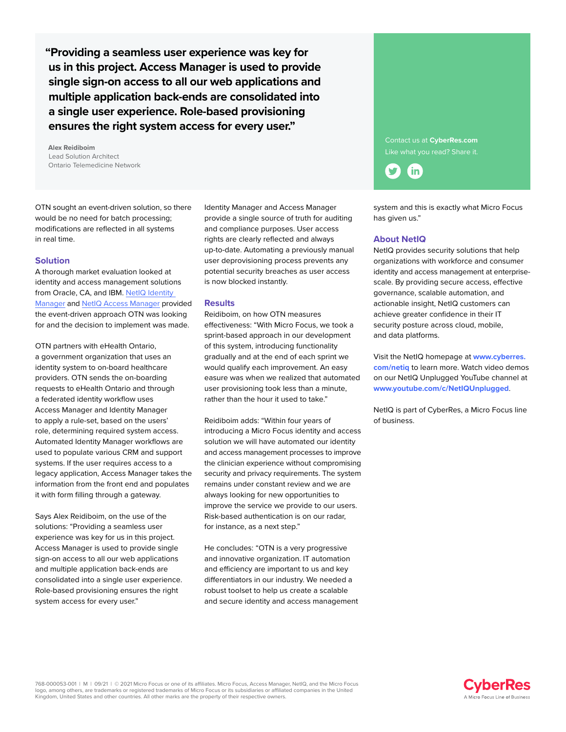> "Providing a seamless user experience was key for us in this project. Access Manager is used to provide single sign-on access to all our web applications and multiple application back-ends are consolidated into a single user experience. Role-based provisioning ensures the right system access for every user."
>
> **Alex Reidiboim**
> Lead Solution Architect
> Ontario Telemedicine Network

Contact us at **CyberRes.com**
Like what you read? Share it.

OTN sought an event-driven solution, so there would be no need for batch processing; modifications are reflected in all systems in real time.

## Solution

A thorough market evaluation looked at identity and access management solutions from Oracle, CA, and IBM. NetIQ Identity Manager and NetIQ Access Manager provided the event-driven approach OTN was looking for and the decision to implement was made.

OTN partners with eHealth Ontario, a government organization that uses an identity system to on-board healthcare providers. OTN sends the on-boarding requests to eHealth Ontario and through a federated identity workflow uses Access Manager and Identity Manager to apply a rule-set, based on the users' role, determining required system access. Automated Identity Manager workflows are used to populate various CRM and support systems. If the user requires access to a legacy application, Access Manager takes the information from the front end and populates it with form filling through a gateway.

Says Alex Reidiboim, on the use of the solutions: "Providing a seamless user experience was key for us in this project. Access Manager is used to provide single sign-on access to all our web applications and multiple application back-ends are consolidated into a single user experience. Role-based provisioning ensures the right system access for every user."

Identity Manager and Access Manager provide a single source of truth for auditing and compliance purposes. User access rights are clearly reflected and always up-to-date. Automating a previously manual user deprovisioning process prevents any potential security breaches as user access is now blocked instantly.

## Results

Reidiboim, on how OTN measures effectiveness: "With Micro Focus, we took a sprint-based approach in our development of this system, introducing functionality gradually and at the end of each sprint we would qualify each improvement. An easy easure was when we realized that automated user provisioning took less than a minute, rather than the hour it used to take."

Reidiboim adds: "Within four years of introducing a Micro Focus identity and access solution we will have automated our identity and access management processes to improve the clinician experience without compromising security and privacy requirements. The system remains under constant review and we are always looking for new opportunities to improve the service we provide to our users. Risk-based authentication is on our radar, for instance, as a next step."

He concludes: "OTN is a very progressive and innovative organization. IT automation and efficiency are important to us and key differentiators in our industry. We needed a robust toolset to help us create a scalable and secure identity and access management system and this is exactly what Micro Focus has given us."

## About NetIQ

NetIQ provides security solutions that help organizations with workforce and consumer identity and access management at enterprise-scale. By providing secure access, effective governance, scalable automation, and actionable insight, NetIQ customers can achieve greater confidence in their IT security posture across cloud, mobile, and data platforms.

Visit the NetIQ homepage at **www.cyberres.com/netiq** to learn more. Watch video demos on our NetIQ Unplugged YouTube channel at **www.youtube.com/c/NetIQUnplugged**.

NetIQ is part of CyberRes, a Micro Focus line of business.

768-000053-001 | M | 09/21 | © 2021 Micro Focus or one of its affiliates. Micro Focus, Access Manager, NetIQ, and the Micro Focus logo, among others, are trademarks or registered trademarks of Micro Focus or its subsidiaries or affiliated companies in the United Kingdom, United States and other countries. All other marks are the property of their respective owners.

CyberRes
A Micro Focus Line of Business